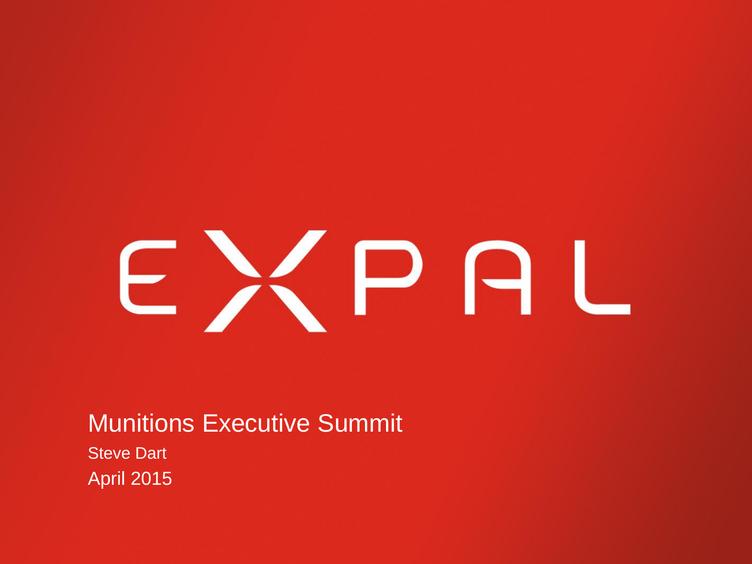# EXPAL

## Munitions Executive Summit

Steve Dart

April 2015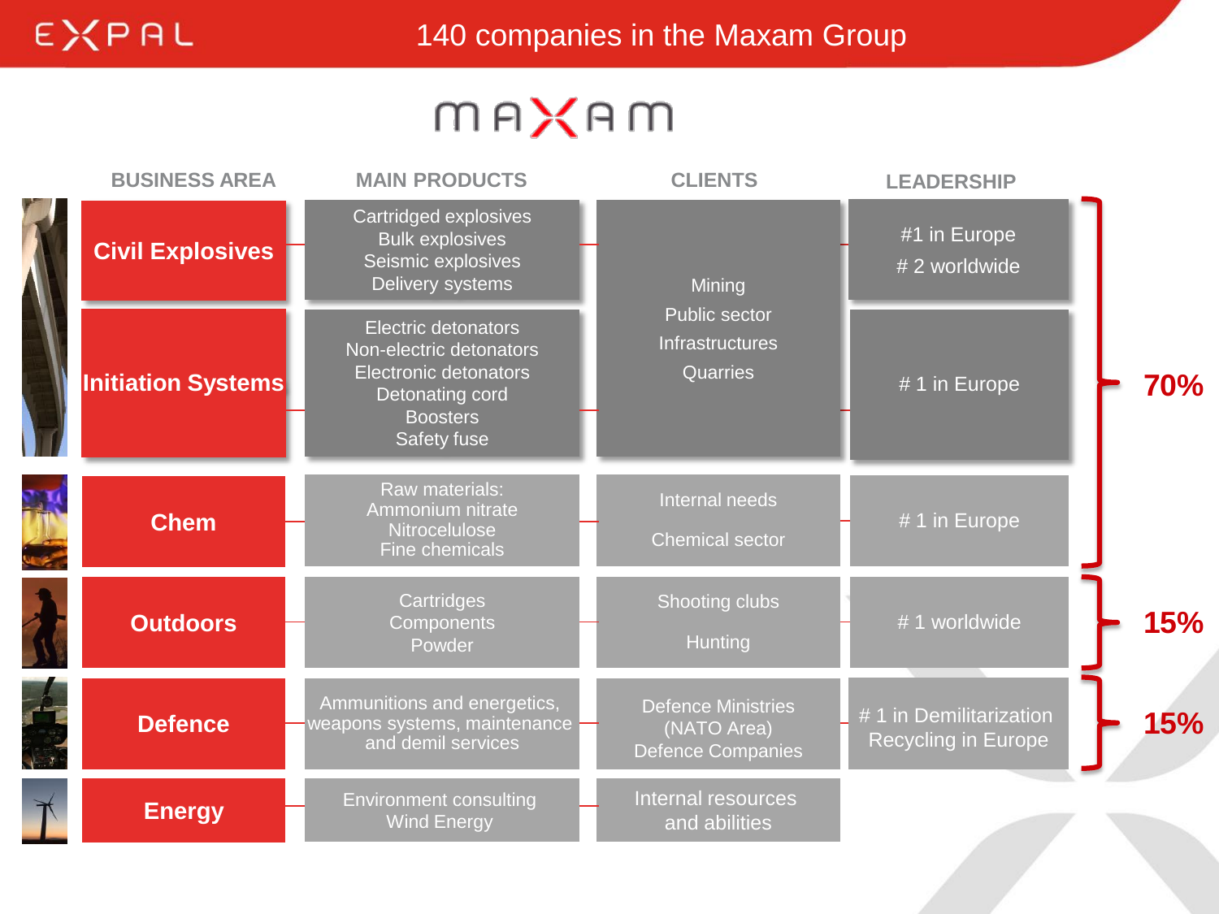# 140 companies in the Maxam Group

MAXAM

| BUSINESS AREA | MAIN PRODUCTS | CLIENTS | LEADERSHIP | |
|---|---|---|---|---|
| Civil Explosives | Cartridged explosives<br>Bulk explosives<br>Seismic explosives<br>Delivery systems | Mining<br>Public sector<br>Infrastructures<br>Quarries | #1 in Europe<br># 2 worldwide | 70% |
| Initiation Systems | Electric detonators<br>Non-electric detonators<br>Electronic detonators<br>Detonating cord<br>Boosters<br>Safety fuse | | # 1 in Europe | |
| Chem | Raw materials:<br>Ammonium nitrate<br>Nitrocelulose<br>Fine chemicals | Internal needs<br>Chemical sector | # 1 in Europe | |
| Outdoors | Cartridges<br>Components<br>Powder | Shooting clubs<br>Hunting | # 1 worldwide | 15% |
| Defence | Ammunitions and energetics, weapons systems, maintenance and demil services | Defence Ministries (NATO Area)<br>Defence Companies | # 1 in Demilitarization Recycling in Europe | 15% |
| Energy | Environment consulting<br>Wind Energy | Internal resources and abilities | | |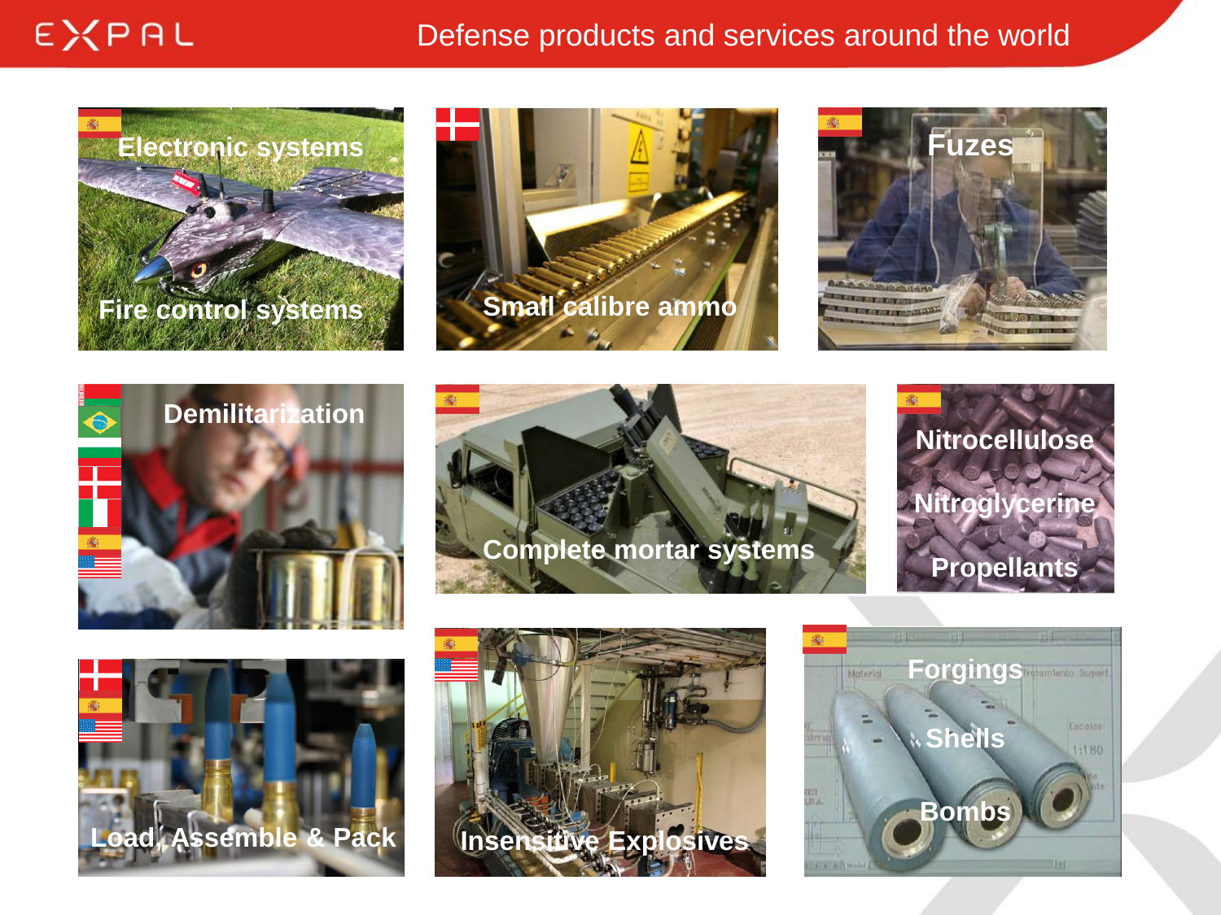EXPAL

# Defense products and services around the world

Electronic systems

Fire control systems

Small calibre ammo

Fuzes

Demilitarization

Complete mortar systems

Nitrocellulose

Nitroglycerine

Propellants

Load, Assemble & Pack

Insensitive Explosives

Forgings

Shells

Bombs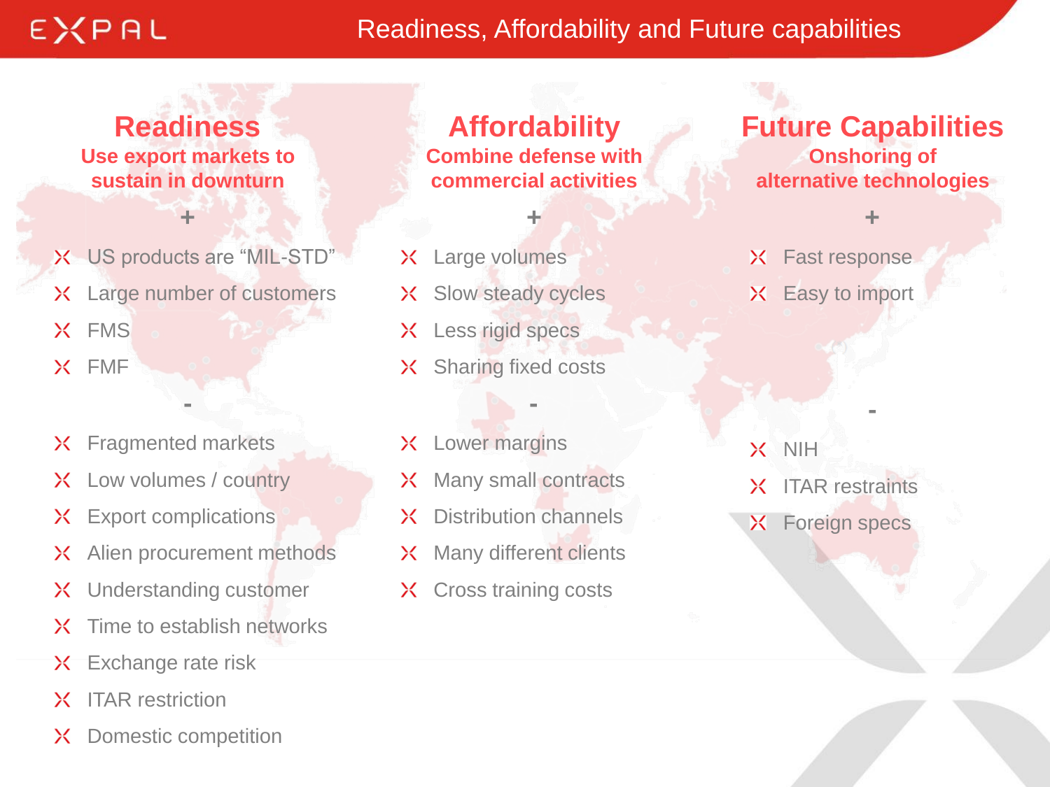# Readiness, Affordability and Future capabilities

## Readiness

**Use export markets to sustain in downturn**

+

- US products are “MIL-STD”
- Large number of customers
- FMS
- FMF

-

- Fragmented markets
- Low volumes / country
- Export complications
- Alien procurement methods
- Understanding customer
- Time to establish networks
- Exchange rate risk
- ITAR restriction
- Domestic competition

## Affordability

**Combine defense with commercial activities**

+

- Large volumes
- Slow steady cycles
- Less rigid specs
- Sharing fixed costs

-

- Lower margins
- Many small contracts
- Distribution channels
- Many different clients
- Cross training costs

## Future Capabilities

**Onshoring of alternative technologies**

+

- Fast response
- Easy to import

-

- NIH
- ITAR restraints
- Foreign specs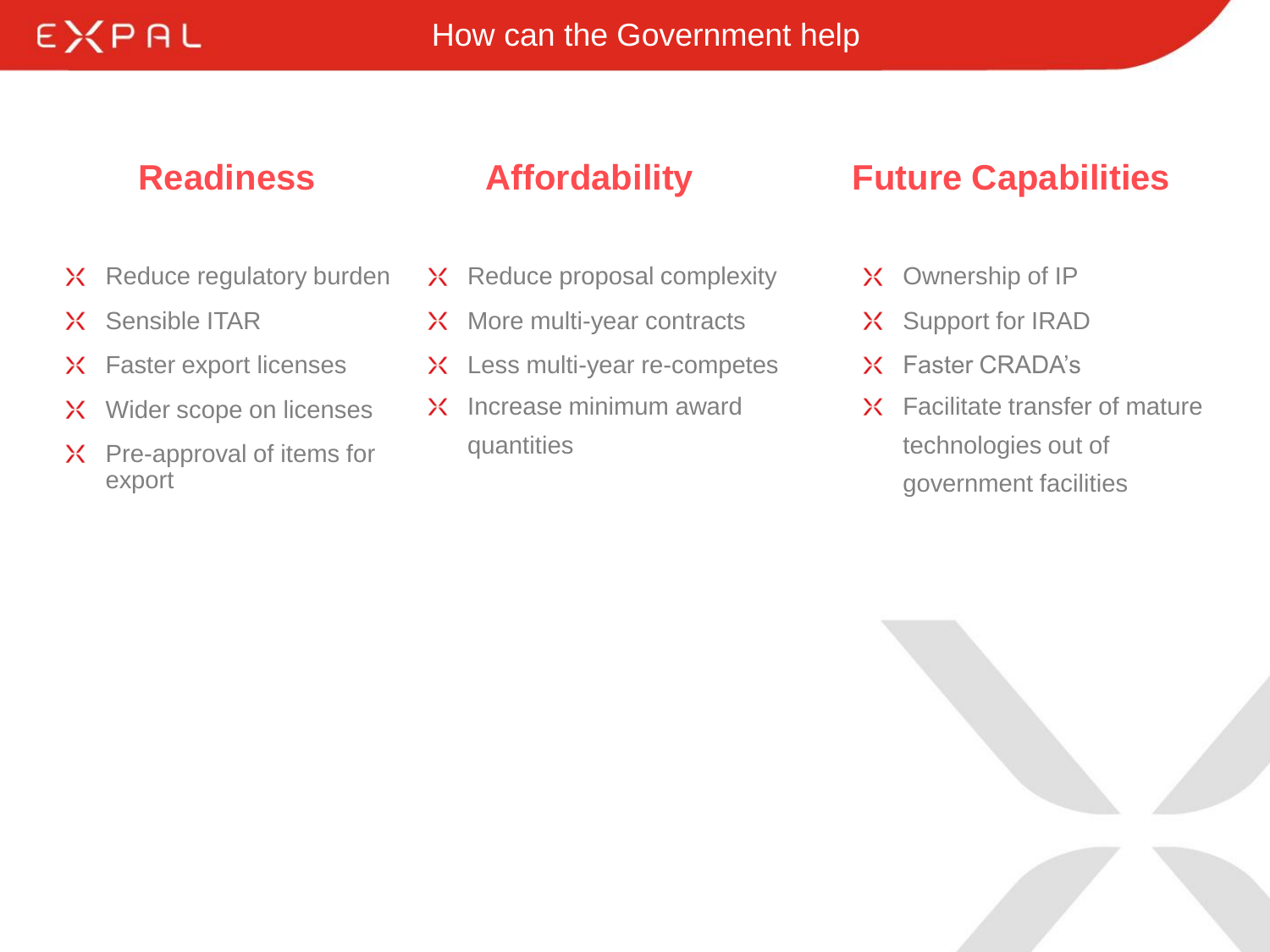# How can the Government help

## Readiness

- Reduce regulatory burden
- Sensible ITAR
- Faster export licenses
- Wider scope on licenses
- Pre-approval of items for export

## Affordability

- Reduce proposal complexity
- More multi-year contracts
- Less multi-year re-competes
- Increase minimum award quantities

## Future Capabilities

- Ownership of IP
- Support for IRAD
- Faster CRADA's
- Facilitate transfer of mature technologies out of government facilities